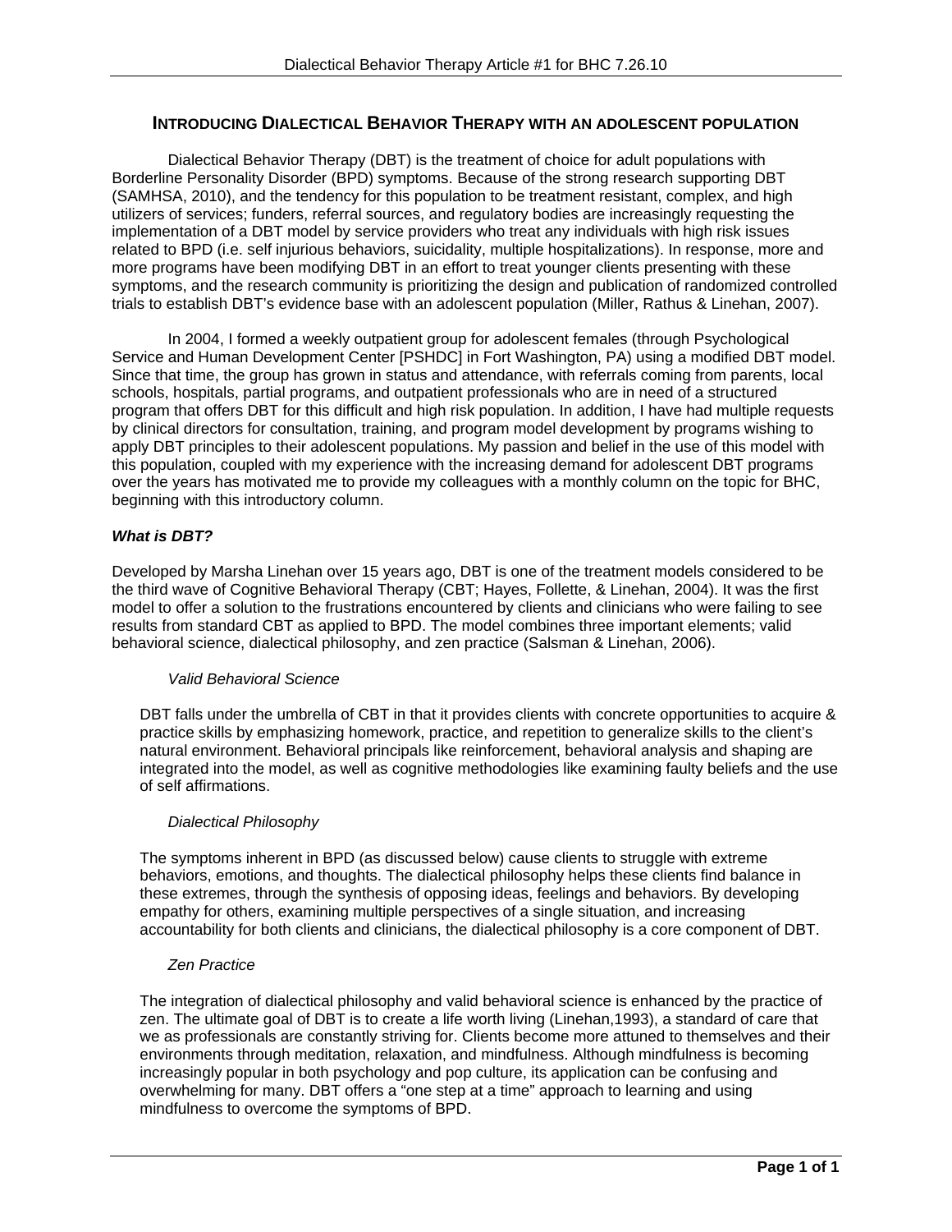## INTRODUCING DIALECTICAL BEHAVIOR THERAPY WITH AN ADOLESCENT POPULATION

Dialectical Behavior Therapy (DBT) is the treatment of choice for adult populations with Borderline Personality Disorder (BPD) symptoms. Because of the strong research supporting DBT (SAMHSA, 2010), and the tendency for this population to be treatment resistant, complex, and high utilizers of services; funders, referral sources, and regulatory bodies are increasingly requesting the implementation of a DBT model by service providers who treat any individuals with high risk issues related to BPD (i.e. self injurious behaviors, suicidality, multiple hospitalizations). In response, more and more programs have been modifying DBT in an effort to treat younger clients presenting with these symptoms, and the research community is prioritizing the design and publication of randomized controlled trials to establish DBT's evidence base with an adolescent population (Miller, Rathus & Linehan, 2007).

In 2004, I formed a weekly outpatient group for adolescent females (through Psychological Service and Human Development Center [PSHDC] in Fort Washington, PA) using a modified DBT model. Since that time, the group has grown in status and attendance, with referrals coming from parents, local schools, hospitals, partial programs, and outpatient professionals who are in need of a structured program that offers DBT for this difficult and high risk population. In addition, I have had multiple requests by clinical directors for consultation, training, and program model development by programs wishing to apply DBT principles to their adolescent populations. My passion and belief in the use of this model with this population, coupled with my experience with the increasing demand for adolescent DBT programs over the years has motivated me to provide my colleagues with a monthly column on the topic for BHC, beginning with this introductory column.

***What is DBT?***

Developed by Marsha Linehan over 15 years ago, DBT is one of the treatment models considered to be the third wave of Cognitive Behavioral Therapy (CBT; Hayes, Follette, & Linehan, 2004). It was the first model to offer a solution to the frustrations encountered by clients and clinicians who were failing to see results from standard CBT as applied to BPD. The model combines three important elements; valid behavioral science, dialectical philosophy, and zen practice (Salsman & Linehan, 2006).

*Valid Behavioral Science*

DBT falls under the umbrella of CBT in that it provides clients with concrete opportunities to acquire & practice skills by emphasizing homework, practice, and repetition to generalize skills to the client's natural environment. Behavioral principals like reinforcement, behavioral analysis and shaping are integrated into the model, as well as cognitive methodologies like examining faulty beliefs and the use of self affirmations.

*Dialectical Philosophy*

The symptoms inherent in BPD (as discussed below) cause clients to struggle with extreme behaviors, emotions, and thoughts. The dialectical philosophy helps these clients find balance in these extremes, through the synthesis of opposing ideas, feelings and behaviors. By developing empathy for others, examining multiple perspectives of a single situation, and increasing accountability for both clients and clinicians, the dialectical philosophy is a core component of DBT.

*Zen Practice*

The integration of dialectical philosophy and valid behavioral science is enhanced by the practice of zen. The ultimate goal of DBT is to create a life worth living (Linehan,1993), a standard of care that we as professionals are constantly striving for. Clients become more attuned to themselves and their environments through meditation, relaxation, and mindfulness. Although mindfulness is becoming increasingly popular in both psychology and pop culture, its application can be confusing and overwhelming for many. DBT offers a "one step at a time" approach to learning and using mindfulness to overcome the symptoms of BPD.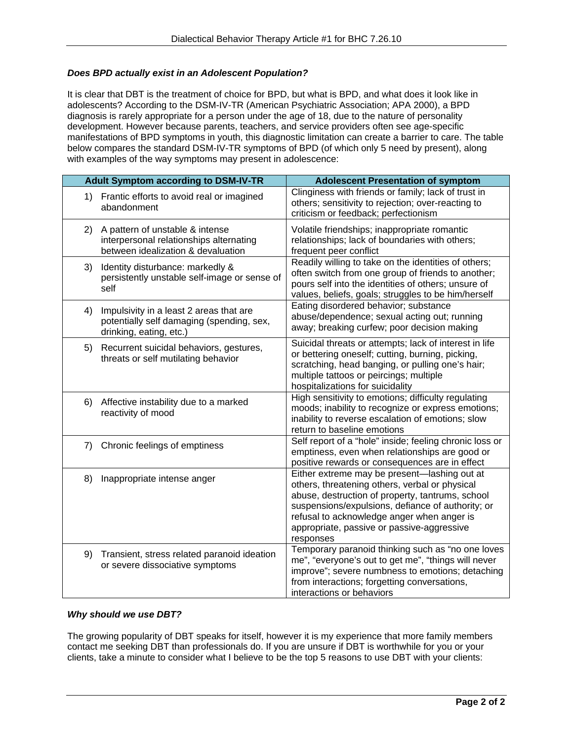### *Does BPD actually exist in an Adolescent Population?*

It is clear that DBT is the treatment of choice for BPD, but what is BPD, and what does it look like in adolescents? According to the DSM-IV-TR (American Psychiatric Association; APA 2000), a BPD diagnosis is rarely appropriate for a person under the age of 18, due to the nature of personality development. However because parents, teachers, and service providers often see age-specific manifestations of BPD symptoms in youth, this diagnostic limitation can create a barrier to care. The table below compares the standard DSM-IV-TR symptoms of BPD (of which only 5 need by present), along with examples of the way symptoms may present in adolescence:

| Adult Symptom according to DSM-IV-TR | Adolescent Presentation of symptom |
| --- | --- |
| 1) Frantic efforts to avoid real or imagined abandonment | Clinginess with friends or family; lack of trust in others; sensitivity to rejection; over-reacting to criticism or feedback; perfectionism |
| 2) A pattern of unstable & intense interpersonal relationships alternating between idealization & devaluation | Volatile friendships; inappropriate romantic relationships; lack of boundaries with others; frequent peer conflict |
| 3) Identity disturbance: markedly & persistently unstable self-image or sense of self | Readily willing to take on the identities of others; often switch from one group of friends to another; pours self into the identities of others; unsure of values, beliefs, goals; struggles to be him/herself |
| 4) Impulsivity in a least 2 areas that are potentially self damaging (spending, sex, drinking, eating, etc.) | Eating disordered behavior; substance abuse/dependence; sexual acting out; running away; breaking curfew; poor decision making |
| 5) Recurrent suicidal behaviors, gestures, threats or self mutilating behavior | Suicidal threats or attempts; lack of interest in life or bettering oneself; cutting, burning, picking, scratching, head banging, or pulling one's hair; multiple tattoos or peircings; multiple hospitalizations for suicidality |
| 6) Affective instability due to a marked reactivity of mood | High sensitivity to emotions; difficulty regulating moods; inability to recognize or express emotions; inability to reverse escalation of emotions; slow return to baseline emotions |
| 7) Chronic feelings of emptiness | Self report of a "hole" inside; feeling chronic loss or emptiness, even when relationships are good or positive rewards or consequences are in effect |
| 8) Inappropriate intense anger | Either extreme may be present—lashing out at others, threatening others, verbal or physical abuse, destruction of property, tantrums, school suspensions/expulsions, defiance of authority; or refusal to acknowledge anger when anger is appropriate, passive or passive-aggressive responses |
| 9) Transient, stress related paranoid ideation or severe dissociative symptoms | Temporary paranoid thinking such as "no one loves me", "everyone's out to get me", "things will never improve"; severe numbness to emotions; detaching from interactions; forgetting conversations, interactions or behaviors |

### *Why should we use DBT?*

The growing popularity of DBT speaks for itself, however it is my experience that more family members contact me seeking DBT than professionals do. If you are unsure if DBT is worthwhile for you or your clients, take a minute to consider what I believe to be the top 5 reasons to use DBT with your clients: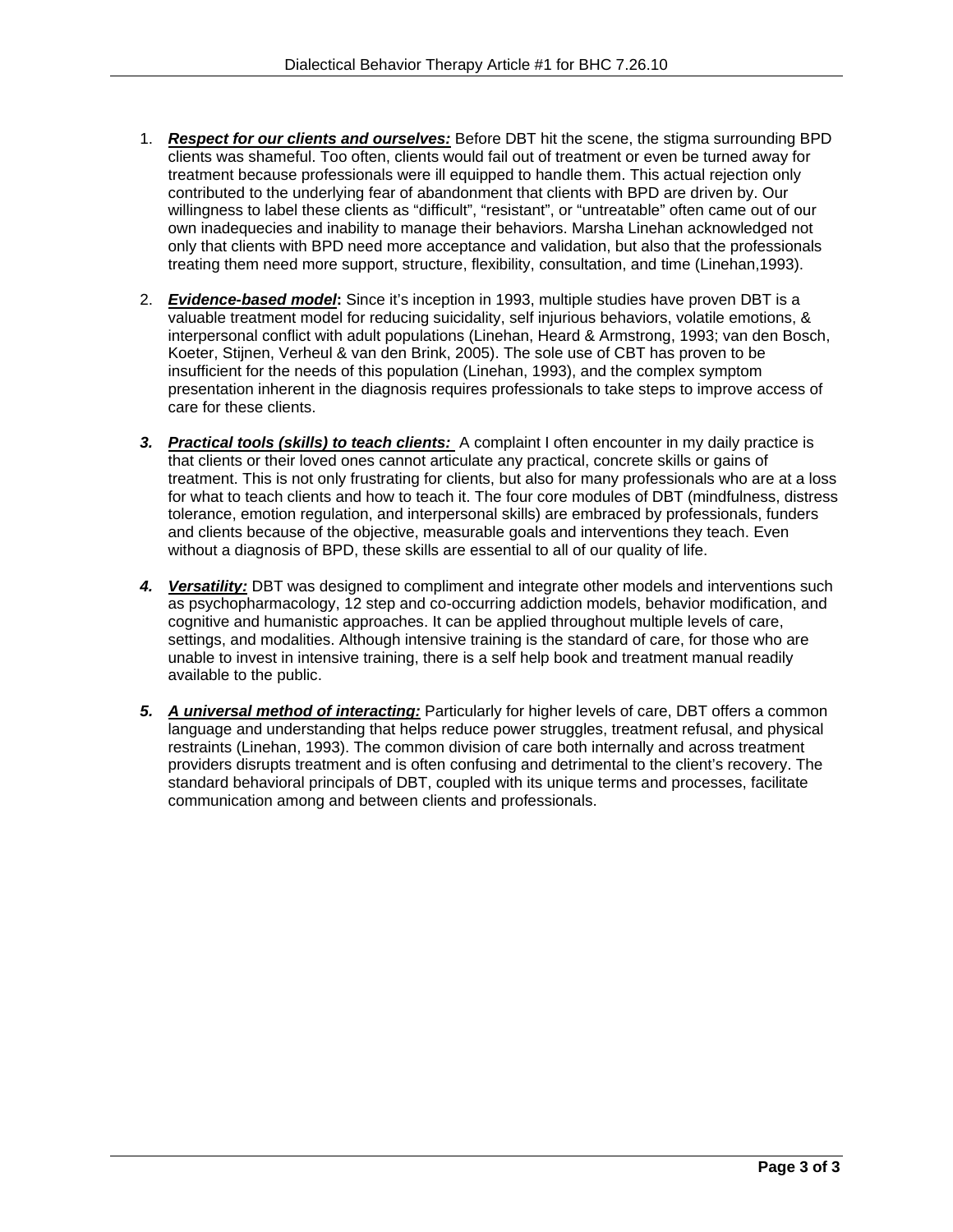1. ***Respect for our clients and ourselves:*** Before DBT hit the scene, the stigma surrounding BPD clients was shameful. Too often, clients would fail out of treatment or even be turned away for treatment because professionals were ill equipped to handle them. This actual rejection only contributed to the underlying fear of abandonment that clients with BPD are driven by. Our willingness to label these clients as "difficult", "resistant", or "untreatable" often came out of our own inadequecies and inability to manage their behaviors. Marsha Linehan acknowledged not only that clients with BPD need more acceptance and validation, but also that the professionals treating them need more support, structure, flexibility, consultation, and time (Linehan,1993).

2. ***Evidence-based model*:** Since it's inception in 1993, multiple studies have proven DBT is a valuable treatment model for reducing suicidality, self injurious behaviors, volatile emotions, & interpersonal conflict with adult populations (Linehan, Heard & Armstrong, 1993; van den Bosch, Koeter, Stijnen, Verheul & van den Brink, 2005). The sole use of CBT has proven to be insufficient for the needs of this population (Linehan, 1993), and the complex symptom presentation inherent in the diagnosis requires professionals to take steps to improve access of care for these clients.

3. ***Practical tools (skills) to teach clients:*** A complaint I often encounter in my daily practice is that clients or their loved ones cannot articulate any practical, concrete skills or gains of treatment. This is not only frustrating for clients, but also for many professionals who are at a loss for what to teach clients and how to teach it. The four core modules of DBT (mindfulness, distress tolerance, emotion regulation, and interpersonal skills) are embraced by professionals, funders and clients because of the objective, measurable goals and interventions they teach. Even without a diagnosis of BPD, these skills are essential to all of our quality of life.

4. ***Versatility:*** DBT was designed to compliment and integrate other models and interventions such as psychopharmacology, 12 step and co-occurring addiction models, behavior modification, and cognitive and humanistic approaches. It can be applied throughout multiple levels of care, settings, and modalities. Although intensive training is the standard of care, for those who are unable to invest in intensive training, there is a self help book and treatment manual readily available to the public.

5. ***A universal method of interacting:*** Particularly for higher levels of care, DBT offers a common language and understanding that helps reduce power struggles, treatment refusal, and physical restraints (Linehan, 1993). The common division of care both internally and across treatment providers disrupts treatment and is often confusing and detrimental to the client's recovery. The standard behavioral principals of DBT, coupled with its unique terms and processes, facilitate communication among and between clients and professionals.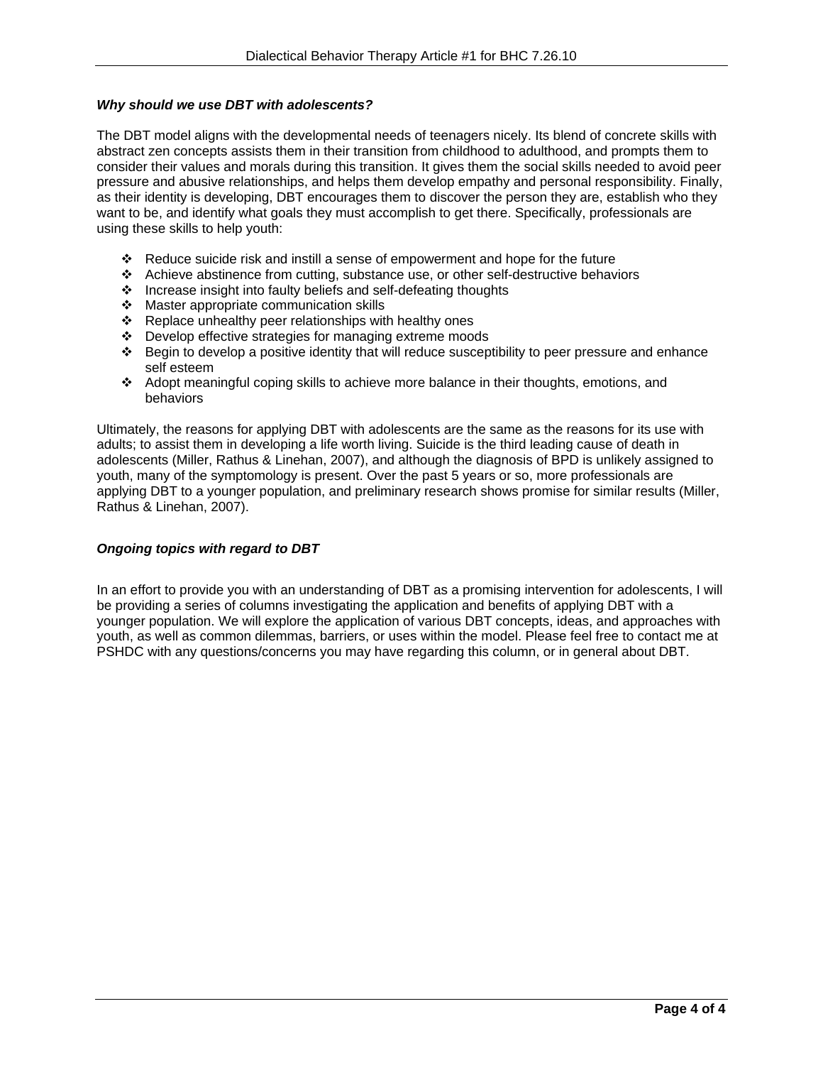### *Why should we use DBT with adolescents?*

The DBT model aligns with the developmental needs of teenagers nicely. Its blend of concrete skills with abstract zen concepts assists them in their transition from childhood to adulthood, and prompts them to consider their values and morals during this transition. It gives them the social skills needed to avoid peer pressure and abusive relationships, and helps them develop empathy and personal responsibility. Finally, as their identity is developing, DBT encourages them to discover the person they are, establish who they want to be, and identify what goals they must accomplish to get there. Specifically, professionals are using these skills to help youth:

- Reduce suicide risk and instill a sense of empowerment and hope for the future
- Achieve abstinence from cutting, substance use, or other self-destructive behaviors
- Increase insight into faulty beliefs and self-defeating thoughts
- Master appropriate communication skills
- Replace unhealthy peer relationships with healthy ones
- Develop effective strategies for managing extreme moods
- Begin to develop a positive identity that will reduce susceptibility to peer pressure and enhance self esteem
- Adopt meaningful coping skills to achieve more balance in their thoughts, emotions, and behaviors

Ultimately, the reasons for applying DBT with adolescents are the same as the reasons for its use with adults; to assist them in developing a life worth living. Suicide is the third leading cause of death in adolescents (Miller, Rathus & Linehan, 2007), and although the diagnosis of BPD is unlikely assigned to youth, many of the symptomology is present. Over the past 5 years or so, more professionals are applying DBT to a younger population, and preliminary research shows promise for similar results (Miller, Rathus & Linehan, 2007).

### *Ongoing topics with regard to DBT*

In an effort to provide you with an understanding of DBT as a promising intervention for adolescents, I will be providing a series of columns investigating the application and benefits of applying DBT with a younger population. We will explore the application of various DBT concepts, ideas, and approaches with youth, as well as common dilemmas, barriers, or uses within the model. Please feel free to contact me at PSHDC with any questions/concerns you may have regarding this column, or in general about DBT.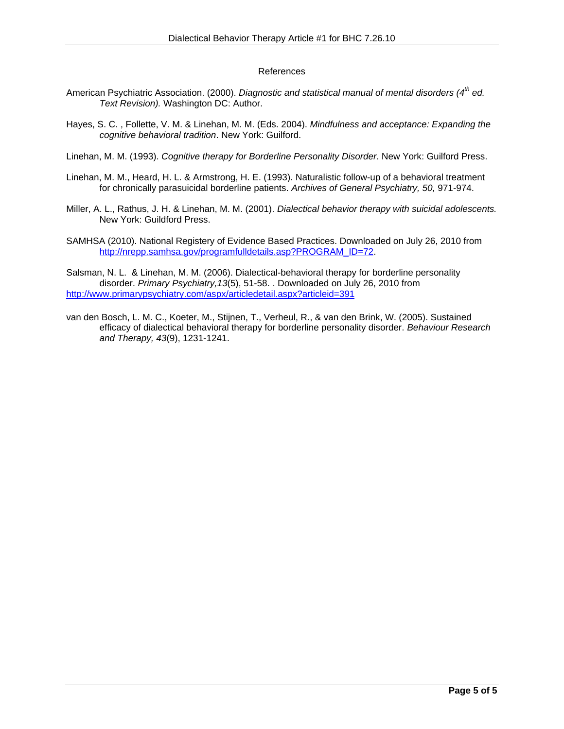## References

American Psychiatric Association. (2000). *Diagnostic and statistical manual of mental disorders (4th ed. Text Revision).* Washington DC: Author.

Hayes, S. C. , Follette, V. M. & Linehan, M. M. (Eds. 2004). *Mindfulness and acceptance: Expanding the cognitive behavioral tradition*. New York: Guilford.

Linehan, M. M. (1993). *Cognitive therapy for Borderline Personality Disorder*. New York: Guilford Press.

Linehan, M. M., Heard, H. L. & Armstrong, H. E. (1993). Naturalistic follow-up of a behavioral treatment for chronically parasuicidal borderline patients. *Archives of General Psychiatry, 50,* 971-974.

Miller, A. L., Rathus, J. H. & Linehan, M. M. (2001). *Dialectical behavior therapy with suicidal adolescents.* New York: Guildford Press.

SAMHSA (2010). National Registery of Evidence Based Practices. Downloaded on July 26, 2010 from http://nrepp.samhsa.gov/programfulldetails.asp?PROGRAM_ID=72.

Salsman, N. L. & Linehan, M. M. (2006). Dialectical-behavioral therapy for borderline personality disorder. *Primary Psychiatry,13*(5), 51-58. . Downloaded on July 26, 2010 from http://www.primarypsychiatry.com/aspx/articledetail.aspx?articleid=391

van den Bosch, L. M. C., Koeter, M., Stijnen, T., Verheul, R., & van den Brink, W. (2005). Sustained efficacy of dialectical behavioral therapy for borderline personality disorder. *Behaviour Research and Therapy, 43*(9), 1231-1241.